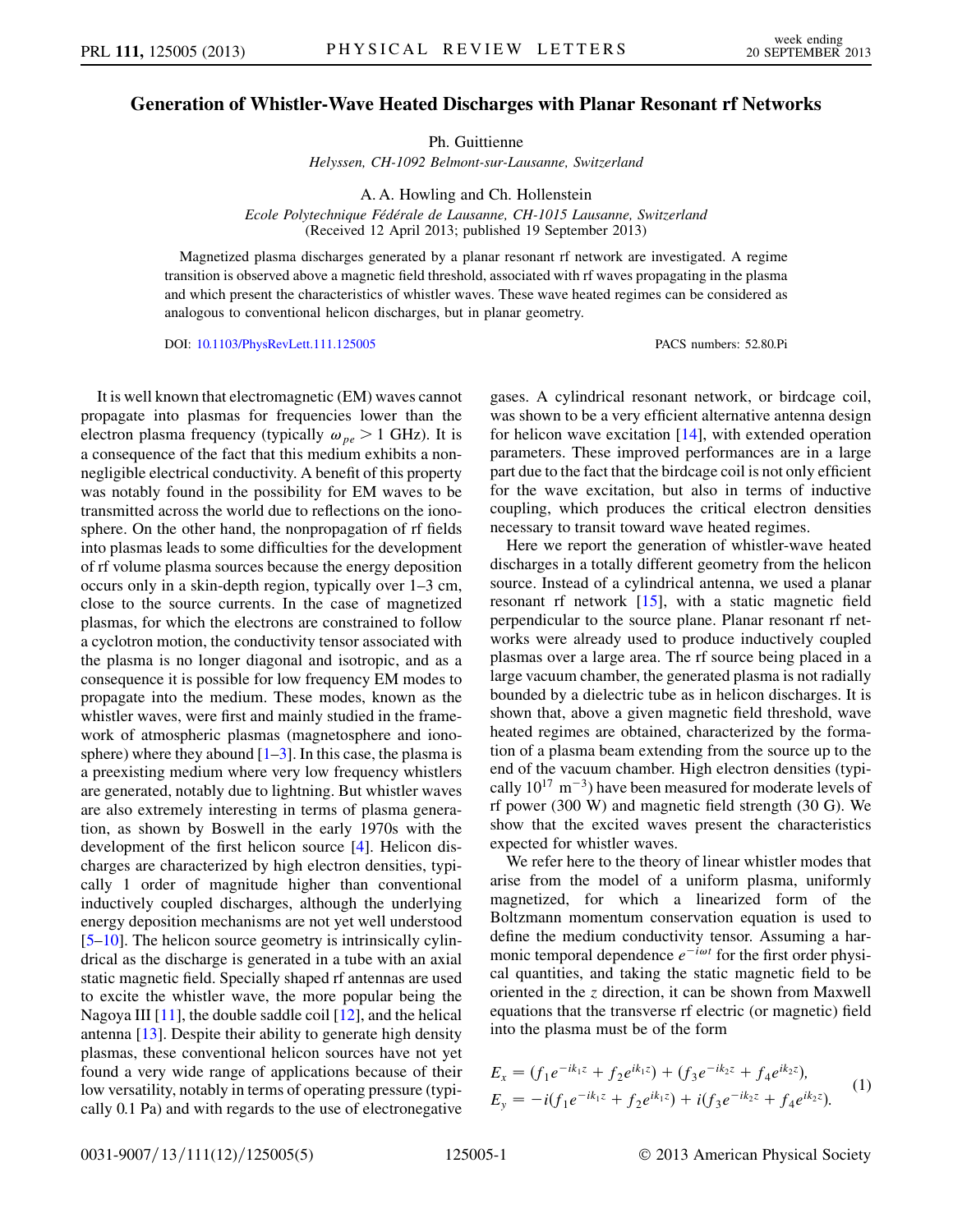# Generation of Whistler-Wave Heated Discharges with Planar Resonant rf Networks

Ph. Guittienne

*Helyssen, CH-1092 Belmont-sur-Lausanne, Switzerland*

A. A. Howling and Ch. Hollenstein

*Ecole Polytechnique Fédérale de Lausanne, CH-1015 Lausanne, Switzerland*

(Received 12 April 2013; published 19 September 2013)

Magnetized plasma discharges generated by a planar resonant rf network are investigated. A regime transition is observed above a magnetic field threshold, associated with rf waves propagating in the plasma and which present the characteristics of whistler waves. These wave heated regimes can be considered as analogous to conventional helicon discharges, but in planar geometry.

DOI: 10.1103/PhysRevLett.111.125005 PACS numbers: 52.80.Pi

It is well known that electromagnetic (EM) waves cannot propagate into plasmas for frequencies lower than the electron plasma frequency (typically $\omega_{pe} > 1$ GHz). It is a consequence of the fact that this medium exhibits a non-negligible electrical conductivity. A benefit of this property was notably found in the possibility for EM waves to be transmitted across the world due to reflections on the ionosphere. On the other hand, the nonpropagation of rf fields into plasmas leads to some difficulties for the development of rf volume plasma sources because the energy deposition occurs only in a skin-depth region, typically over 1–3 cm, close to the source currents. In the case of magnetized plasmas, for which the electrons are constrained to follow a cyclotron motion, the conductivity tensor associated with the plasma is no longer diagonal and isotropic, and as a consequence it is possible for low frequency EM modes to propagate into the medium. These modes, known as the whistler waves, were first and mainly studied in the framework of atmospheric plasmas (magnetosphere and ionosphere) where they abound [1–3]. In this case, the plasma is a preexisting medium where very low frequency whistlers are generated, notably due to lightning. But whistler waves are also extremely interesting in terms of plasma generation, as shown by Boswell in the early 1970s with the development of the first helicon source [4]. Helicon discharges are characterized by high electron densities, typically 1 order of magnitude higher than conventional inductively coupled discharges, although the underlying energy deposition mechanisms are not yet well understood [5–10]. The helicon source geometry is intrinsically cylindrical as the discharge is generated in a tube with an axial static magnetic field. Specially shaped rf antennas are used to excite the whistler wave, the more popular being the Nagoya III [11], the double saddle coil [12], and the helical antenna [13]. Despite their ability to generate high density plasmas, these conventional helicon sources have not yet found a very wide range of applications because of their low versatility, notably in terms of operating pressure (typically 0.1 Pa) and with regards to the use of electronegative gases. A cylindrical resonant network, or birdcage coil, was shown to be a very efficient alternative antenna design for helicon wave excitation [14], with extended operation parameters. These improved performances are in a large part due to the fact that the birdcage coil is not only efficient for the wave excitation, but also in terms of inductive coupling, which produces the critical electron densities necessary to transit toward wave heated regimes.

Here we report the generation of whistler-wave heated discharges in a totally different geometry from the helicon source. Instead of a cylindrical antenna, we used a planar resonant rf network [15], with a static magnetic field perpendicular to the source plane. Planar resonant rf networks were already used to produce inductively coupled plasmas over a large area. The rf source being placed in a large vacuum chamber, the generated plasma is not radially bounded by a dielectric tube as in helicon discharges. It is shown that, above a given magnetic field threshold, wave heated regimes are obtained, characterized by the formation of a plasma beam extending from the source up to the end of the vacuum chamber. High electron densities (typically $10^{17}$ m$^{-3}$) have been measured for moderate levels of rf power (300 W) and magnetic field strength (30 G). We show that the excited waves present the characteristics expected for whistler waves.

We refer here to the theory of linear whistler modes that arise from the model of a uniform plasma, uniformly magnetized, for which a linearized form of the Boltzmann momentum conservation equation is used to define the medium conductivity tensor. Assuming a harmonic temporal dependence $e^{-i\omega t}$ for the first order physical quantities, and taking the static magnetic field to be oriented in the $z$ direction, it can be shown from Maxwell equations that the transverse rf electric (or magnetic) field into the plasma must be of the form

$$
\begin{aligned}
E_x &= (f_1 e^{-ik_1 z} + f_2 e^{ik_1 z}) + (f_3 e^{-ik_2 z} + f_4 e^{ik_2 z}),\\
E_y &= -i(f_1 e^{-ik_1 z} + f_2 e^{ik_1 z}) + i(f_3 e^{-ik_2 z} + f_4 e^{ik_2 z}).
\end{aligned}
\tag{1}
$$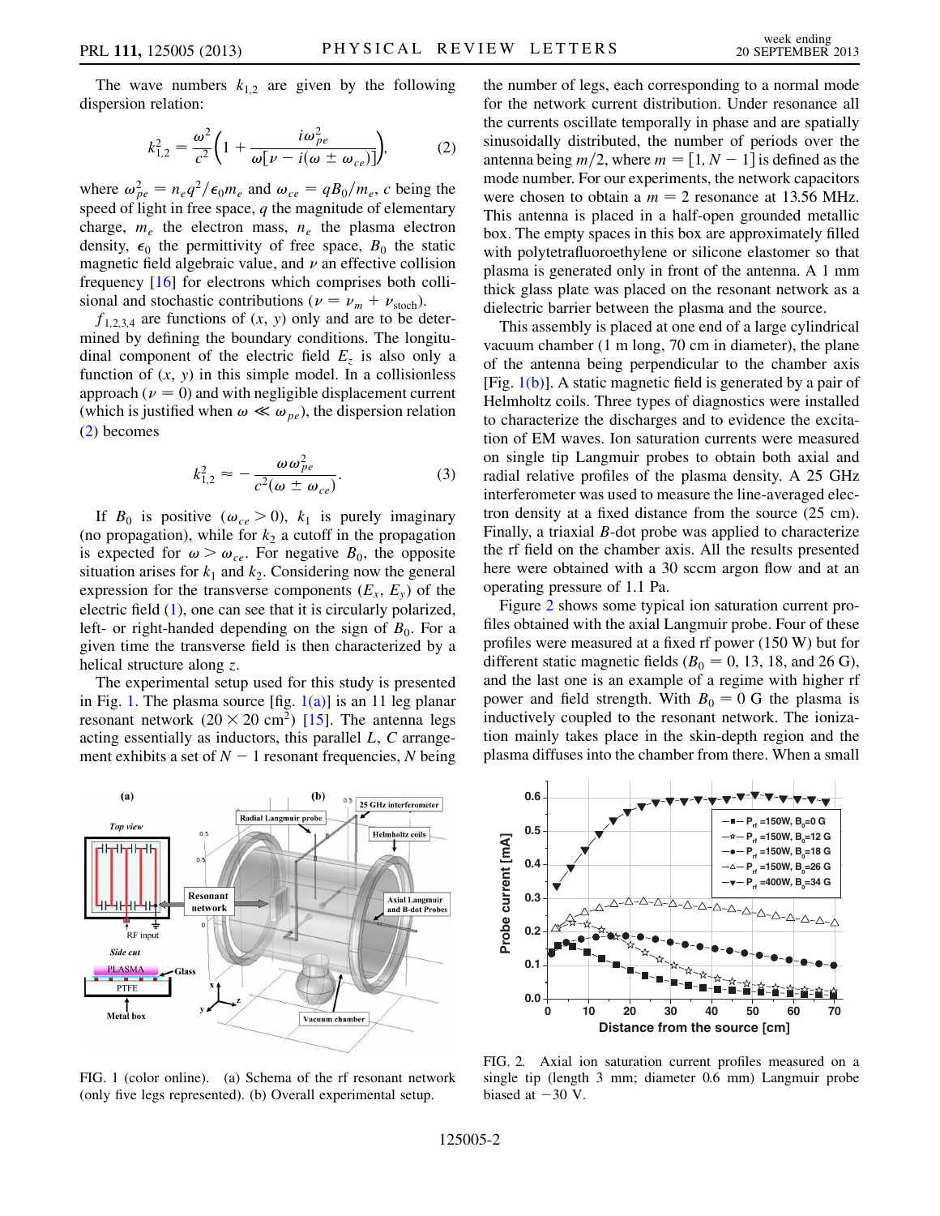The wave numbers $k_{1,2}$ are given by the following dispersion relation:

$$k_{1,2}^2 = \frac{\omega^2}{c^2}\left(1 + \frac{i\omega_{pe}^2}{\omega[\nu - i(\omega \pm \omega_{ce})]}\right), \tag{2}$$

where $\omega_{pe}^2 = n_e q^2/\epsilon_0 m_e$ and $\omega_{ce} = qB_0/m_e$, $c$ being the speed of light in free space, $q$ the magnitude of elementary charge, $m_e$ the electron mass, $n_e$ the plasma electron density, $\epsilon_0$ the permittivity of free space, $B_0$ the static magnetic field algebraic value, and $\nu$ an effective collision frequency [16] for electrons which comprises both collisional and stochastic contributions ($\nu = \nu_m + \nu_{\text{stoch}}$).

$f_{1,2,3,4}$ are functions of $(x, y)$ only and are to be determined by defining the boundary conditions. The longitudinal component of the electric field $E_z$ is also only a function of $(x, y)$ in this simple model. In a collisionless approach ($\nu = 0$) and with negligible displacement current (which is justified when $\omega \ll \omega_{pe}$), the dispersion relation (2) becomes

$$k_{1,2}^2 \approx -\frac{\omega\omega_{pe}^2}{c^2(\omega \pm \omega_{ce})}. \tag{3}$$

If $B_0$ is positive ($\omega_{ce} > 0$), $k_1$ is purely imaginary (no propagation), while for $k_2$ a cutoff in the propagation is expected for $\omega > \omega_{ce}$. For negative $B_0$, the opposite situation arises for $k_1$ and $k_2$. Considering now the general expression for the transverse components ($E_x$, $E_y$) of the electric field (1), one can see that it is circularly polarized, left- or right-handed depending on the sign of $B_0$. For a given time the transverse field is then characterized by a helical structure along $z$.

The experimental setup used for this study is presented in Fig. 1. The plasma source [fig. 1(a)] is an 11 leg planar resonant network ($20 \times 20$ cm$^2$) [15]. The antenna legs acting essentially as inductors, this parallel $L$, $C$ arrangement exhibits a set of $N - 1$ resonant frequencies, $N$ being the number of legs, each corresponding to a normal mode for the network current distribution. Under resonance all the currents oscillate temporally in phase and are spatially sinusoidally distributed, the number of periods over the antenna being $m/2$, where $m = [1, N - 1]$ is defined as the mode number. For our experiments, the network capacitors were chosen to obtain a $m = 2$ resonance at 13.56 MHz. This antenna is placed in a half-open grounded metallic box. The empty spaces in this box are approximately filled with polytetrafluoroethylene or silicone elastomer so that plasma is generated only in front of the antenna. A 1 mm thick glass plate was placed on the resonant network as a dielectric barrier between the plasma and the source.

This assembly is placed at one end of a large cylindrical vacuum chamber (1 m long, 70 cm in diameter), the plane of the antenna being perpendicular to the chamber axis [Fig. 1(b)]. A static magnetic field is generated by a pair of Helmholtz coils. Three types of diagnostics were installed to characterize the discharges and to evidence the excitation of EM waves. Ion saturation currents were measured on single tip Langmuir probes to obtain both axial and radial relative profiles of the plasma density. A 25 GHz interferometer was used to measure the line-averaged electron density at a fixed distance from the source (25 cm). Finally, a triaxial $B$-dot probe was applied to characterize the rf field on the chamber axis. All the results presented here were obtained with a 30 sccm argon flow and at an operating pressure of 1.1 Pa.

Figure 2 shows some typical ion saturation current profiles obtained with the axial Langmuir probe. Four of these profiles were measured at a fixed rf power (150 W) but for different static magnetic fields ($B_0 = 0$, 13, 18, and 26 G), and the last one is an example of a regime with higher rf power and field strength. With $B_0 = 0$ G the plasma is inductively coupled to the resonant network. The ionization mainly takes place in the skin-depth region and the plasma diffuses into the chamber from there. When a small

FIG. 1 (color online). (a) Schema of the rf resonant network (only five legs represented). (b) Overall experimental setup.

FIG. 2. Axial ion saturation current profiles measured on a single tip (length 3 mm; diameter 0.6 mm) Langmuir probe biased at −30 V.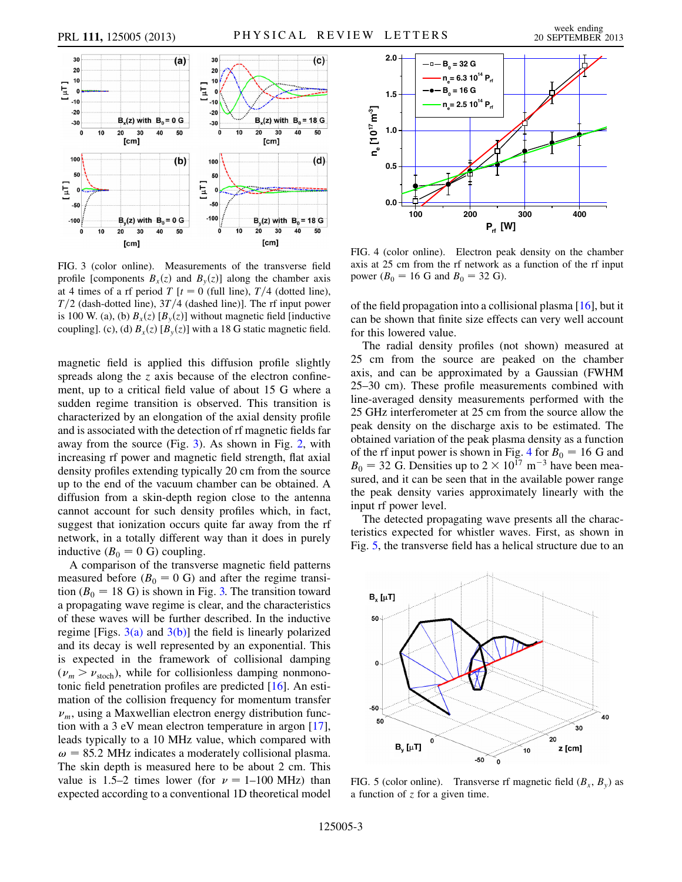FIG. 3 (color online). Measurements of the transverse field profile [components $B_x(z)$ and $B_y(z)$] along the chamber axis at 4 times of a rf period $T$ [$t = 0$ (full line), $T/4$ (dotted line), $T/2$ (dash-dotted line), $3T/4$ (dashed line)]. The rf input power is 100 W. (a), (b) $B_x(z)$ [$B_y(z)$] without magnetic field [inductive coupling]. (c), (d) $B_x(z)$ [$B_y(z)$] with a 18 G static magnetic field.

magnetic field is applied this diffusion profile slightly spreads along the $z$ axis because of the electron confinement, up to a critical field value of about 15 G where a sudden regime transition is observed. This transition is characterized by an elongation of the axial density profile and is associated with the detection of rf magnetic fields far away from the source (Fig. 3). As shown in Fig. 2, with increasing rf power and magnetic field strength, flat axial density profiles extending typically 20 cm from the source up to the end of the vacuum chamber can be obtained. A diffusion from a skin-depth region close to the antenna cannot account for such density profiles which, in fact, suggest that ionization occurs quite far away from the rf network, in a totally different way than it does in purely inductive ($B_0 = 0$ G) coupling.

A comparison of the transverse magnetic field patterns measured before ($B_0 = 0$ G) and after the regime transition ($B_0 = 18$ G) is shown in Fig. 3. The transition toward a propagating wave regime is clear, and the characteristics of these waves will be further described. In the inductive regime [Figs. 3(a) and 3(b)] the field is linearly polarized and its decay is well represented by an exponential. This is expected in the framework of collisional damping ($\nu_m > \nu_{\rm stoch}$), while for collisionless damping nonmonotonic field penetration profiles are predicted [16]. An estimation of the collision frequency for momentum transfer $\nu_m$, using a Maxwellian electron energy distribution function with a 3 eV mean electron temperature in argon [17], leads typically to a 10 MHz value, which compared with $\omega = 85.2$ MHz indicates a moderately collisional plasma. The skin depth is measured here to be about 2 cm. This value is 1.5–2 times lower (for $\nu = 1$–$100$ MHz) than expected according to a conventional 1D theoretical model of the field propagation into a collisional plasma [16], but it can be shown that finite size effects can very well account for this lowered value.

FIG. 4 (color online). Electron peak density on the chamber axis at 25 cm from the rf network as a function of the rf input power ($B_0 = 16$ G and $B_0 = 32$ G).

The radial density profiles (not shown) measured at 25 cm from the source are peaked on the chamber axis, and can be approximated by a Gaussian (FWHM 25–30 cm). These profile measurements combined with line-averaged density measurements performed with the 25 GHz interferometer at 25 cm from the source allow the peak density on the discharge axis to be estimated. The obtained variation of the peak plasma density as a function of the rf input power is shown in Fig. 4 for $B_0 = 16$ G and $B_0 = 32$ G. Densities up to $2 \times 10^{17}$ m$^{-3}$ have been measured, and it can be seen that in the available power range the peak density varies approximately linearly with the input rf power level.

The detected propagating wave presents all the characteristics expected for whistler waves. First, as shown in Fig. 5, the transverse field has a helical structure due to an

FIG. 5 (color online). Transverse rf magnetic field ($B_x$, $B_y$) as a function of $z$ for a given time.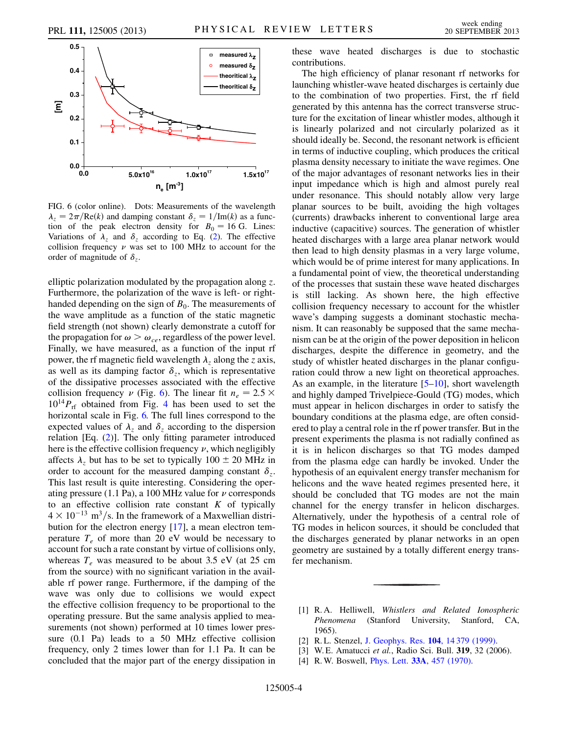0.5

0.4

0.3

0.2

0.1

0.0

[m]

0.0

$5.0\times10^{16}$

$1.0\times10^{17}$

$1.5\times10^{17}$

$n_e$ [m$^{-3}$]

measured $\lambda_z$

measured $\delta_z$

theoritical $\lambda_z$

theoritical $\delta_z$

FIG. 6 (color online). Dots: Measurements of the wavelength $\lambda_z = 2\pi/\mathrm{Re}(k)$ and damping constant $\delta_z = 1/\mathrm{Im}(k)$ as a function of the peak electron density for $B_0 = 16$ G. Lines: Variations of $\lambda_z$ and $\delta_z$ according to Eq. (2). The effective collision frequency $\nu$ was set to 100 MHz to account for the order of magnitude of $\delta_z$.

elliptic polarization modulated by the propagation along $z$. Furthermore, the polarization of the wave is left- or right-handed depending on the sign of $B_0$. The measurements of the wave amplitude as a function of the static magnetic field strength (not shown) clearly demonstrate a cutoff for the propagation for $\omega > \omega_{ce}$, regardless of the power level. Finally, we have measured, as a function of the input rf power, the rf magnetic field wavelength $\lambda_z$ along the $z$ axis, as well as its damping factor $\delta_z$, which is representative of the dissipative processes associated with the effective collision frequency $\nu$ (Fig. 6). The linear fit $n_e = 2.5 \times 10^{14} P_{\mathrm{rf}}$ obtained from Fig. 4 has been used to set the horizontal scale in Fig. 6. The full lines correspond to the expected values of $\lambda_z$ and $\delta_z$ according to the dispersion relation [Eq. (2)]. The only fitting parameter introduced here is the effective collision frequency $\nu$, which negligibly affects $\lambda_z$ but has to be set to typically $100 \pm 20$ MHz in order to account for the measured damping constant $\delta_z$. This last result is quite interesting. Considering the operating pressure (1.1 Pa), a 100 MHz value for $\nu$ corresponds to an effective collision rate constant $K$ of typically $4 \times 10^{-13}$ m$^3$/s. In the framework of a Maxwellian distribution for the electron energy [17], a mean electron temperature $T_e$ of more than 20 eV would be necessary to account for such a rate constant by virtue of collisions only, whereas $T_e$ was measured to be about 3.5 eV (at 25 cm from the source) with no significant variation in the available rf power range. Furthermore, if the damping of the wave was only due to collisions we would expect the effective collision frequency to be proportional to the operating pressure. But the same analysis applied to measurements (not shown) performed at 10 times lower pressure (0.1 Pa) leads to a 50 MHz effective collision frequency, only 2 times lower than for 1.1 Pa. It can be concluded that the major part of the energy dissipation in these wave heated discharges is due to stochastic contributions.

The high efficiency of planar resonant rf networks for launching whistler-wave heated discharges is certainly due to the combination of two properties. First, the rf field generated by this antenna has the correct transverse structure for the excitation of linear whistler modes, although it is linearly polarized and not circularly polarized as it should ideally be. Second, the resonant network is efficient in terms of inductive coupling, which produces the critical plasma density necessary to initiate the wave regimes. One of the major advantages of resonant networks lies in their input impedance which is high and almost purely real under resonance. This should notably allow very large planar sources to be built, avoiding the high voltages (currents) drawbacks inherent to conventional large area inductive (capacitive) sources. The generation of whistler heated discharges with a large area planar network would then lead to high density plasmas in a very large volume, which would be of prime interest for many applications. In a fundamental point of view, the theoretical understanding of the processes that sustain these wave heated discharges is still lacking. As shown here, the high effective collision frequency necessary to account for the whistler wave's damping suggests a dominant stochastic mechanism. It can reasonably be supposed that the same mechanism can be at the origin of the power deposition in helicon discharges, despite the difference in geometry, and the study of whistler heated discharges in the planar configuration could throw a new light on theoretical approaches. As an example, in the literature [5–10], short wavelength and highly damped Trivelpiece-Gould (TG) modes, which must appear in helicon discharges in order to satisfy the boundary conditions at the plasma edge, are often considered to play a central role in the rf power transfer. But in the present experiments the plasma is not radially confined as it is in helicon discharges so that TG modes damped from the plasma edge can hardly be invoked. Under the hypothesis of an equivalent energy transfer mechanism for helicons and the wave heated regimes presented here, it should be concluded that TG modes are not the main channel for the energy transfer in helicon discharges. Alternatively, under the hypothesis of a central role of TG modes in helicon sources, it should be concluded that the discharges generated by planar networks in an open geometry are sustained by a totally different energy transfer mechanism.

[1] R. A. Helliwell, *Whistlers and Related Ionospheric Phenomena* (Stanford University, Stanford, CA, 1965).
[2] R. L. Stenzel, J. Geophys. Res. **104**, 14 379 (1999).
[3] W. E. Amatucci *et al.*, Radio Sci. Bull. **319**, 32 (2006).
[4] R. W. Boswell, Phys. Lett. **33A**, 457 (1970).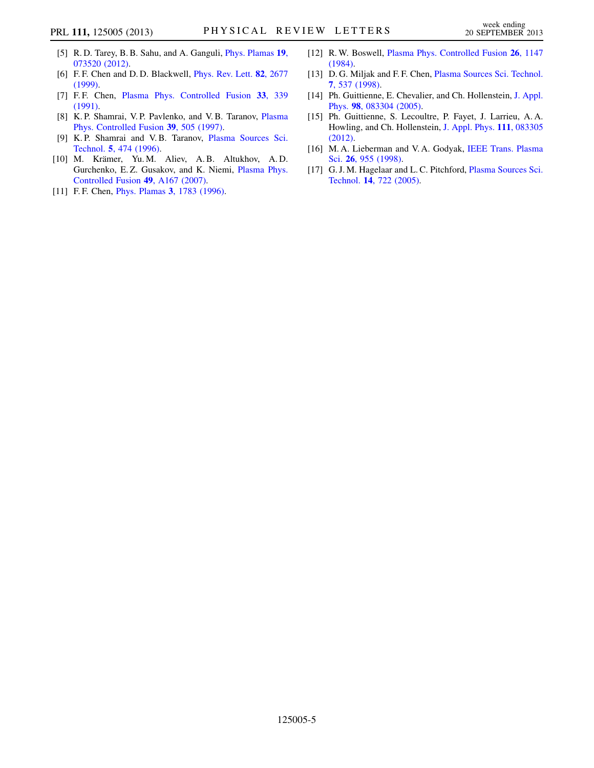[5] R. D. Tarey, B. B. Sahu, and A. Ganguli, Phys. Plamas **19**, 073520 (2012).

[6] F. F. Chen and D. D. Blackwell, Phys. Rev. Lett. **82**, 2677 (1999).

[7] F. F. Chen, Plasma Phys. Controlled Fusion **33**, 339 (1991).

[8] K. P. Shamrai, V. P. Pavlenko, and V. B. Taranov, Plasma Phys. Controlled Fusion **39**, 505 (1997).

[9] K. P. Shamrai and V. B. Taranov, Plasma Sources Sci. Technol. **5**, 474 (1996).

[10] M. Krämer, Yu. M. Aliev, A. B. Altukhov, A. D. Gurchenko, E. Z. Gusakov, and K. Niemi, Plasma Phys. Controlled Fusion **49**, A167 (2007).

[11] F. F. Chen, Phys. Plamas **3**, 1783 (1996).

[12] R. W. Boswell, Plasma Phys. Controlled Fusion **26**, 1147 (1984).

[13] D. G. Miljak and F. F. Chen, Plasma Sources Sci. Technol. **7**, 537 (1998).

[14] Ph. Guittienne, E. Chevalier, and Ch. Hollenstein, J. Appl. Phys. **98**, 083304 (2005).

[15] Ph. Guittienne, S. Lecoultre, P. Fayet, J. Larrieu, A. A. Howling, and Ch. Hollenstein, J. Appl. Phys. **111**, 083305 (2012).

[16] M. A. Lieberman and V. A. Godyak, IEEE Trans. Plasma Sci. **26**, 955 (1998).

[17] G. J. M. Hagelaar and L. C. Pitchford, Plasma Sources Sci. Technol. **14**, 722 (2005).